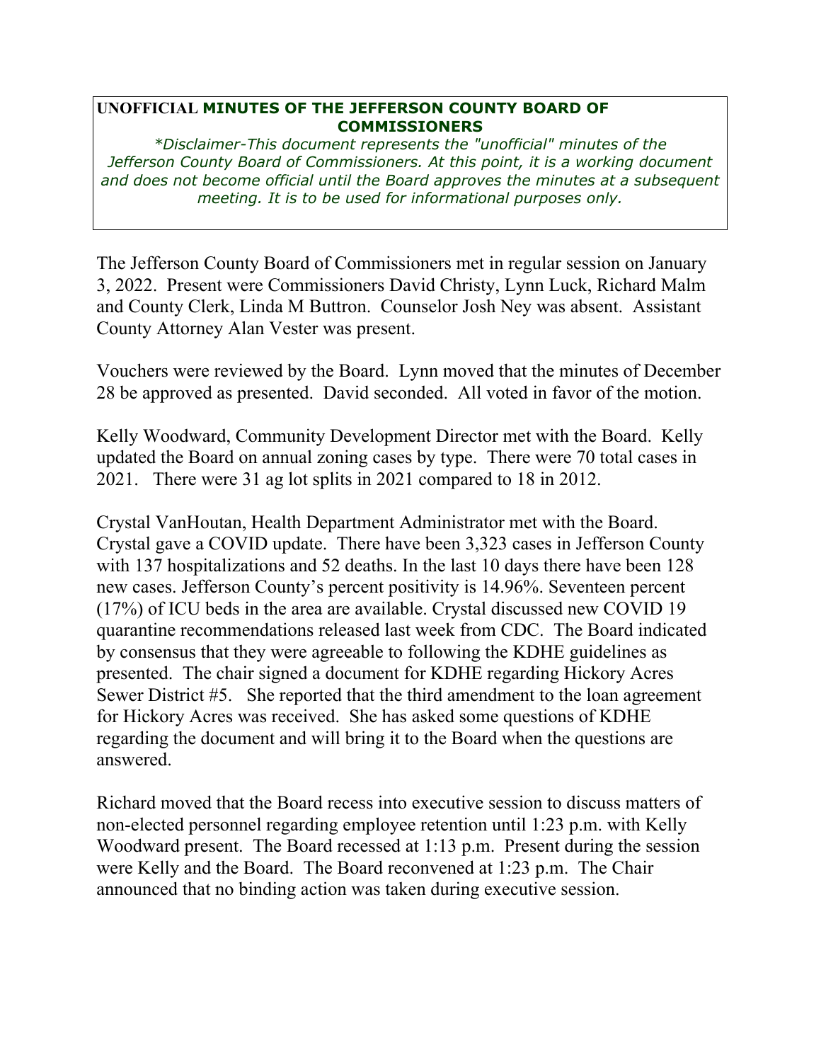**UNOFFICIAL MINUTES OF THE JEFFERSON COUNTY BOARD OF COMMISSIONERS**

*\*Disclaimer-This document represents the "unofficial" minutes of the Jefferson County Board of Commissioners. At this point, it is a working document and does not become official until the Board approves the minutes at a subsequent meeting. It is to be used for informational purposes only.*

The Jefferson County Board of Commissioners met in regular session on January 3, 2022. Present were Commissioners David Christy, Lynn Luck, Richard Malm and County Clerk, Linda M Buttron. Counselor Josh Ney was absent. Assistant County Attorney Alan Vester was present.

Vouchers were reviewed by the Board. Lynn moved that the minutes of December 28 be approved as presented. David seconded. All voted in favor of the motion.

Kelly Woodward, Community Development Director met with the Board. Kelly updated the Board on annual zoning cases by type. There were 70 total cases in 2021. There were 31 ag lot splits in 2021 compared to 18 in 2012.

Crystal VanHoutan, Health Department Administrator met with the Board. Crystal gave a COVID update. There have been 3,323 cases in Jefferson County with 137 hospitalizations and 52 deaths. In the last 10 days there have been 128 new cases. Jefferson County's percent positivity is 14.96%. Seventeen percent (17%) of ICU beds in the area are available. Crystal discussed new COVID 19 quarantine recommendations released last week from CDC. The Board indicated by consensus that they were agreeable to following the KDHE guidelines as presented. The chair signed a document for KDHE regarding Hickory Acres Sewer District #5. She reported that the third amendment to the loan agreement for Hickory Acres was received. She has asked some questions of KDHE regarding the document and will bring it to the Board when the questions are answered.

Richard moved that the Board recess into executive session to discuss matters of non-elected personnel regarding employee retention until 1:23 p.m. with Kelly Woodward present. The Board recessed at 1:13 p.m. Present during the session were Kelly and the Board. The Board reconvened at 1:23 p.m. The Chair announced that no binding action was taken during executive session.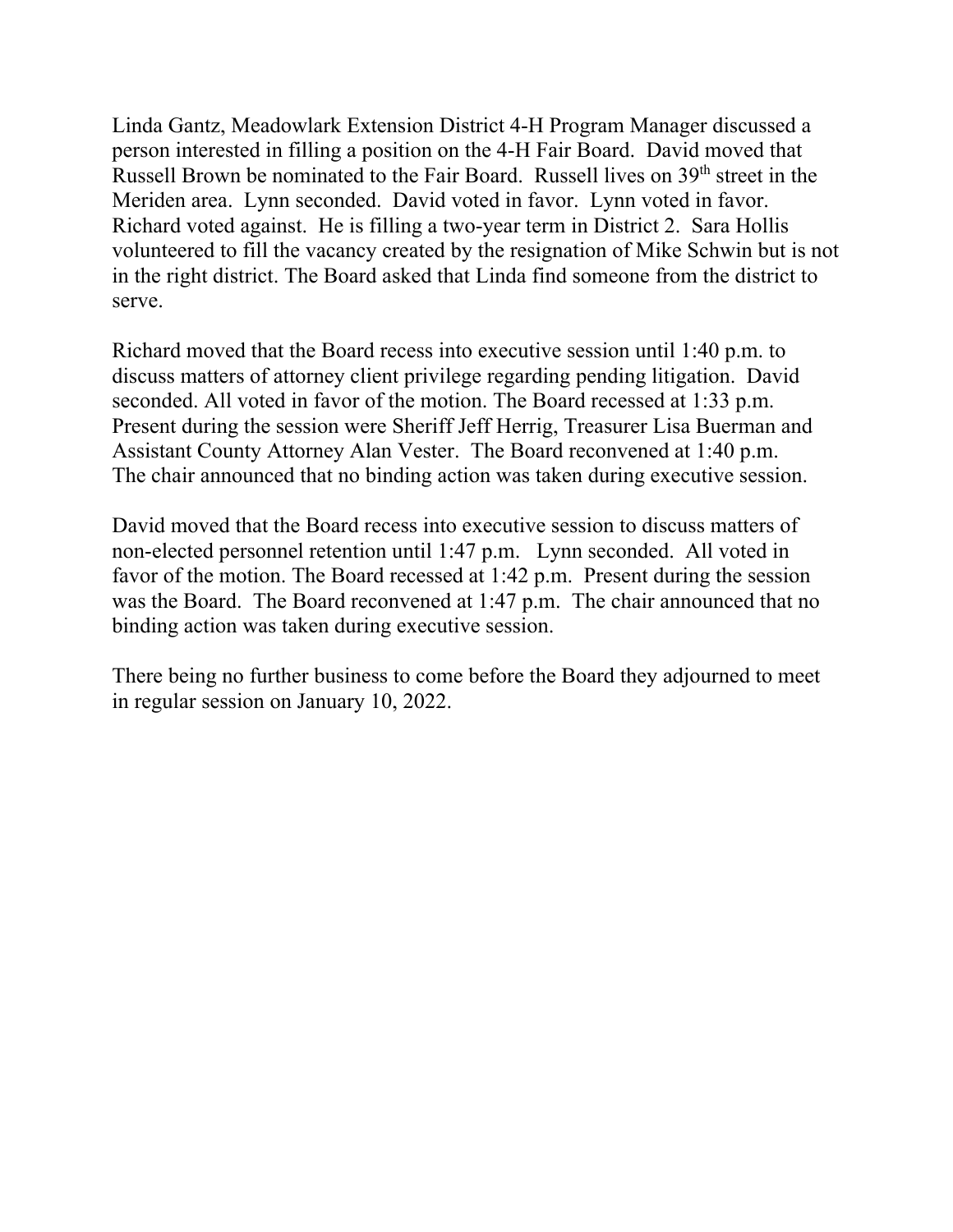Linda Gantz, Meadowlark Extension District 4-H Program Manager discussed a person interested in filling a position on the 4-H Fair Board. David moved that Russell Brown be nominated to the Fair Board. Russell lives on 39th street in the Meriden area. Lynn seconded. David voted in favor. Lynn voted in favor. Richard voted against. He is filling a two-year term in District 2. Sara Hollis volunteered to fill the vacancy created by the resignation of Mike Schwin but is not in the right district. The Board asked that Linda find someone from the district to serve.

Richard moved that the Board recess into executive session until 1:40 p.m. to discuss matters of attorney client privilege regarding pending litigation. David seconded. All voted in favor of the motion. The Board recessed at 1:33 p.m. Present during the session were Sheriff Jeff Herrig, Treasurer Lisa Buerman and Assistant County Attorney Alan Vester. The Board reconvened at 1:40 p.m. The chair announced that no binding action was taken during executive session.

David moved that the Board recess into executive session to discuss matters of non-elected personnel retention until 1:47 p.m. Lynn seconded. All voted in favor of the motion. The Board recessed at 1:42 p.m. Present during the session was the Board. The Board reconvened at 1:47 p.m. The chair announced that no binding action was taken during executive session.

There being no further business to come before the Board they adjourned to meet in regular session on January 10, 2022.